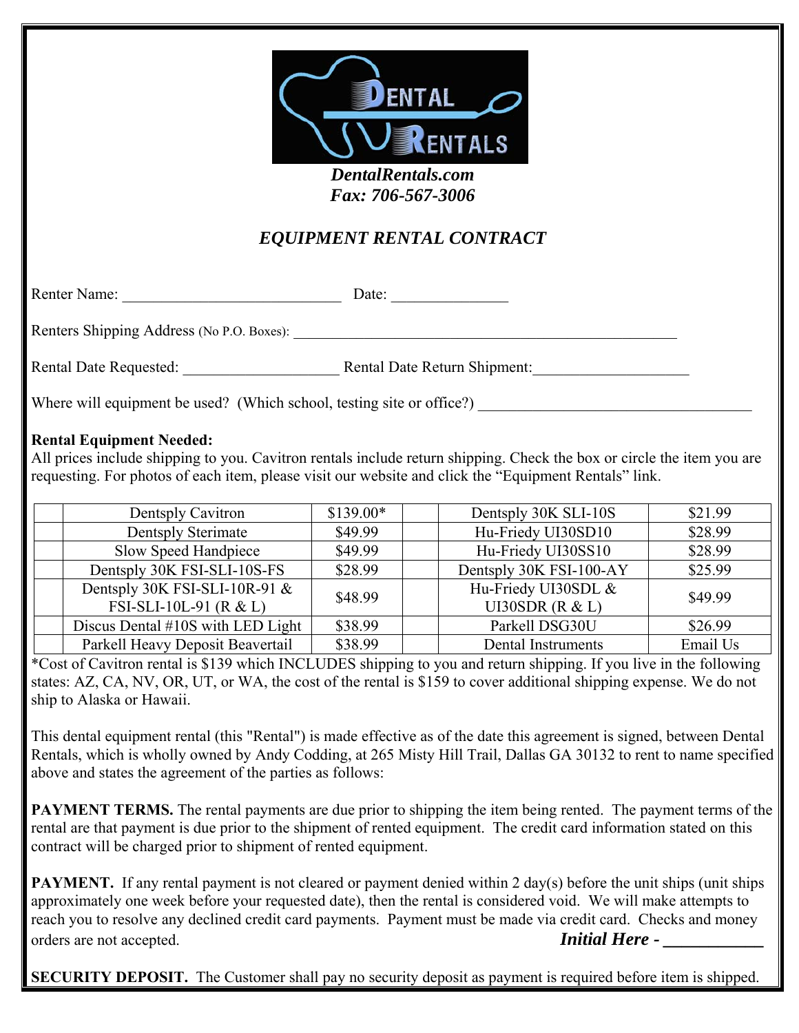*DentalRentals.com*
*Fax: 706-567-3006*

## *EQUIPMENT RENTAL CONTRACT*

Renter Name: ____________________________ Date: _______________

Renters Shipping Address (No P.O. Boxes): __________________________________________________

Rental Date Requested: ____________________ Rental Date Return Shipment:____________________

Where will equipment be used? (Which school, testing site or office?) ___________________________________

**Rental Equipment Needed:**
All prices include shipping to you. Cavitron rentals include return shipping. Check the box or circle the item you are requesting. For photos of each item, please visit our website and click the "Equipment Rentals" link.

| | Item | Price | | Item | Price |
|---|---|---|---|---|---|
| | Dentsply Cavitron | $139.00* | | Dentsply 30K SLI-10S | $21.99 |
| | Dentsply Sterimate | $49.99 | | Hu-Friedy UI30SD10 | $28.99 |
| | Slow Speed Handpiece | $49.99 | | Hu-Friedy UI30SS10 | $28.99 |
| | Dentsply 30K FSI-SLI-10S-FS | $28.99 | | Dentsply 30K FSI-100-AY | $25.99 |
| | Dentsply 30K FSI-SLI-10R-91 & FSI-SLI-10L-91 (R & L) | $48.99 | | Hu-Friedy UI30SDL & UI30SDR (R & L) | $49.99 |
| | Discus Dental #10S with LED Light | $38.99 | | Parkell DSG30U | $26.99 |
| | Parkell Heavy Deposit Beavertail | $38.99 | | Dental Instruments | Email Us |

*Cost of Cavitron rental is $139 which INCLUDES shipping to you and return shipping. If you live in the following states: AZ, CA, NV, OR, UT, or WA, the cost of the rental is $159 to cover additional shipping expense. We do not ship to Alaska or Hawaii.

This dental equipment rental (this "Rental") is made effective as of the date this agreement is signed, between Dental Rentals, which is wholly owned by Andy Codding, at 265 Misty Hill Trail, Dallas GA 30132 to rent to name specified above and states the agreement of the parties as follows:

**PAYMENT TERMS.** The rental payments are due prior to shipping the item being rented. The payment terms of the rental are that payment is due prior to the shipment of rented equipment. The credit card information stated on this contract will be charged prior to shipment of rented equipment.

**PAYMENT.** If any rental payment is not cleared or payment denied within 2 day(s) before the unit ships (unit ships approximately one week before your requested date), then the rental is considered void. We will make attempts to reach you to resolve any declined credit card payments. Payment must be made via credit card. Checks and money orders are not accepted. ***Initial Here - ___________***

**SECURITY DEPOSIT.** The Customer shall pay no security deposit as payment is required before item is shipped.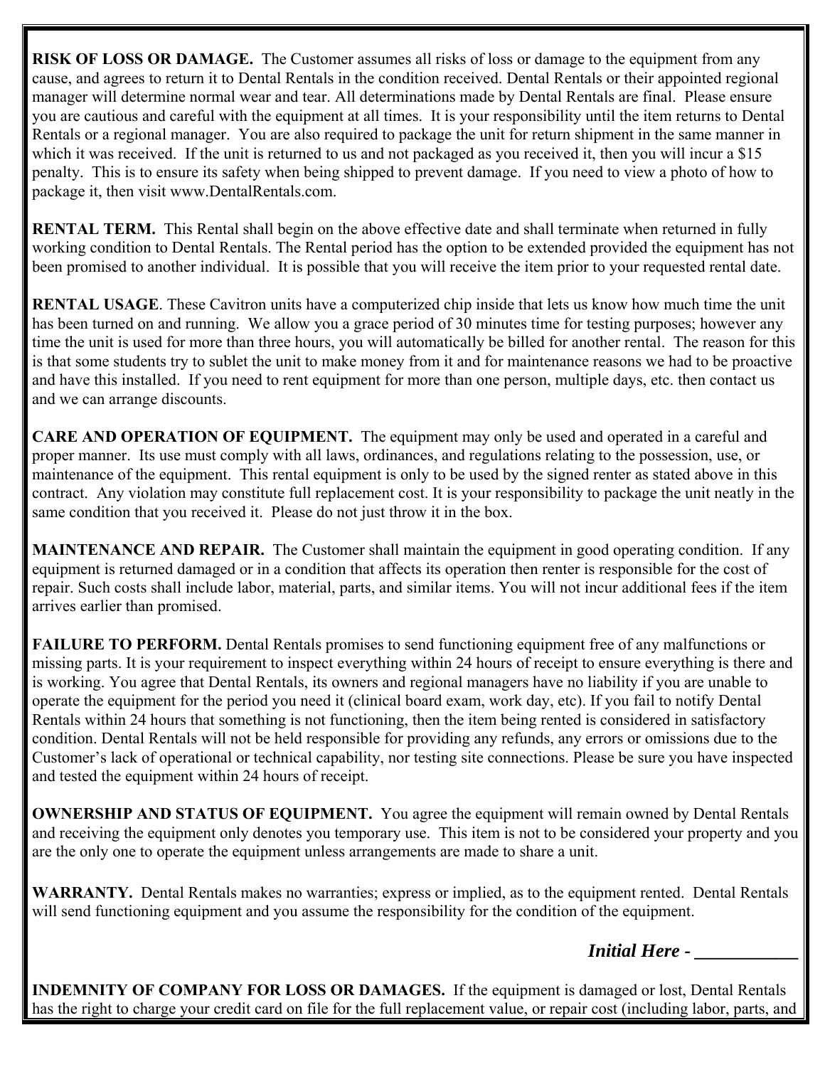**RISK OF LOSS OR DAMAGE.** The Customer assumes all risks of loss or damage to the equipment from any cause, and agrees to return it to Dental Rentals in the condition received. Dental Rentals or their appointed regional manager will determine normal wear and tear. All determinations made by Dental Rentals are final. Please ensure you are cautious and careful with the equipment at all times. It is your responsibility until the item returns to Dental Rentals or a regional manager. You are also required to package the unit for return shipment in the same manner in which it was received. If the unit is returned to us and not packaged as you received it, then you will incur a $15 penalty. This is to ensure its safety when being shipped to prevent damage. If you need to view a photo of how to package it, then visit www.DentalRentals.com.

**RENTAL TERM.** This Rental shall begin on the above effective date and shall terminate when returned in fully working condition to Dental Rentals. The Rental period has the option to be extended provided the equipment has not been promised to another individual. It is possible that you will receive the item prior to your requested rental date.

**RENTAL USAGE**. These Cavitron units have a computerized chip inside that lets us know how much time the unit has been turned on and running. We allow you a grace period of 30 minutes time for testing purposes; however any time the unit is used for more than three hours, you will automatically be billed for another rental. The reason for this is that some students try to sublet the unit to make money from it and for maintenance reasons we had to be proactive and have this installed. If you need to rent equipment for more than one person, multiple days, etc. then contact us and we can arrange discounts.

**CARE AND OPERATION OF EQUIPMENT.** The equipment may only be used and operated in a careful and proper manner. Its use must comply with all laws, ordinances, and regulations relating to the possession, use, or maintenance of the equipment. This rental equipment is only to be used by the signed renter as stated above in this contract. Any violation may constitute full replacement cost. It is your responsibility to package the unit neatly in the same condition that you received it. Please do not just throw it in the box.

**MAINTENANCE AND REPAIR.** The Customer shall maintain the equipment in good operating condition. If any equipment is returned damaged or in a condition that affects its operation then renter is responsible for the cost of repair. Such costs shall include labor, material, parts, and similar items. You will not incur additional fees if the item arrives earlier than promised.

**FAILURE TO PERFORM.** Dental Rentals promises to send functioning equipment free of any malfunctions or missing parts. It is your requirement to inspect everything within 24 hours of receipt to ensure everything is there and is working. You agree that Dental Rentals, its owners and regional managers have no liability if you are unable to operate the equipment for the period you need it (clinical board exam, work day, etc). If you fail to notify Dental Rentals within 24 hours that something is not functioning, then the item being rented is considered in satisfactory condition. Dental Rentals will not be held responsible for providing any refunds, any errors or omissions due to the Customer's lack of operational or technical capability, nor testing site connections. Please be sure you have inspected and tested the equipment within 24 hours of receipt.

**OWNERSHIP AND STATUS OF EQUIPMENT.** You agree the equipment will remain owned by Dental Rentals and receiving the equipment only denotes you temporary use. This item is not to be considered your property and you are the only one to operate the equipment unless arrangements are made to share a unit.

**WARRANTY.** Dental Rentals makes no warranties; express or implied, as to the equipment rented. Dental Rentals will send functioning equipment and you assume the responsibility for the condition of the equipment.

***Initial Here - ___________***

**INDEMNITY OF COMPANY FOR LOSS OR DAMAGES.** If the equipment is damaged or lost, Dental Rentals has the right to charge your credit card on file for the full replacement value, or repair cost (including labor, parts, and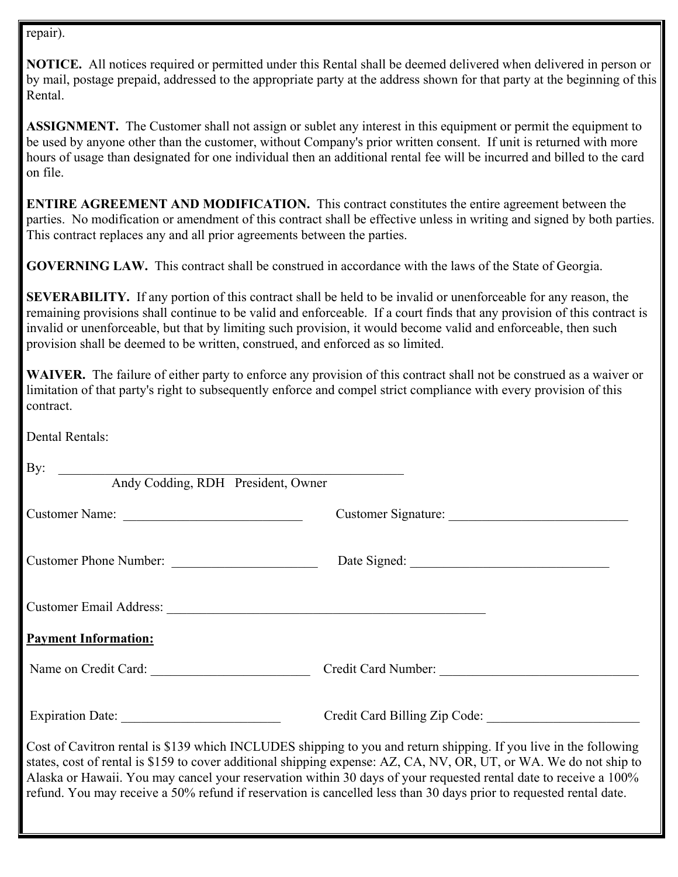repair).

**NOTICE.** All notices required or permitted under this Rental shall be deemed delivered when delivered in person or by mail, postage prepaid, addressed to the appropriate party at the address shown for that party at the beginning of this Rental.

**ASSIGNMENT.** The Customer shall not assign or sublet any interest in this equipment or permit the equipment to be used by anyone other than the customer, without Company's prior written consent. If unit is returned with more hours of usage than designated for one individual then an additional rental fee will be incurred and billed to the card on file.

**ENTIRE AGREEMENT AND MODIFICATION.** This contract constitutes the entire agreement between the parties. No modification or amendment of this contract shall be effective unless in writing and signed by both parties. This contract replaces any and all prior agreements between the parties.

**GOVERNING LAW.** This contract shall be construed in accordance with the laws of the State of Georgia.

**SEVERABILITY.** If any portion of this contract shall be held to be invalid or unenforceable for any reason, the remaining provisions shall continue to be valid and enforceable. If a court finds that any provision of this contract is invalid or unenforceable, but that by limiting such provision, it would become valid and enforceable, then such provision shall be deemed to be written, construed, and enforced as so limited.

**WAIVER.** The failure of either party to enforce any provision of this contract shall not be construed as a waiver or limitation of that party's right to subsequently enforce and compel strict compliance with every provision of this contract.

Dental Rentals:

By: ______________________________________________
Andy Codding, RDH President, Owner

Customer Name: ___________________________ Customer Signature: ___________________________

Customer Phone Number: _____________________ Date Signed: ______________________________

Customer Email Address: ________________________________________________

**Payment Information:**

Name on Credit Card: ________________________ Credit Card Number: ______________________________

Expiration Date: ________________________ Credit Card Billing Zip Code: _______________________

Cost of Cavitron rental is $139 which INCLUDES shipping to you and return shipping. If you live in the following states, cost of rental is $159 to cover additional shipping expense: AZ, CA, NV, OR, UT, or WA. We do not ship to Alaska or Hawaii. You may cancel your reservation within 30 days of your requested rental date to receive a 100% refund. You may receive a 50% refund if reservation is cancelled less than 30 days prior to requested rental date.